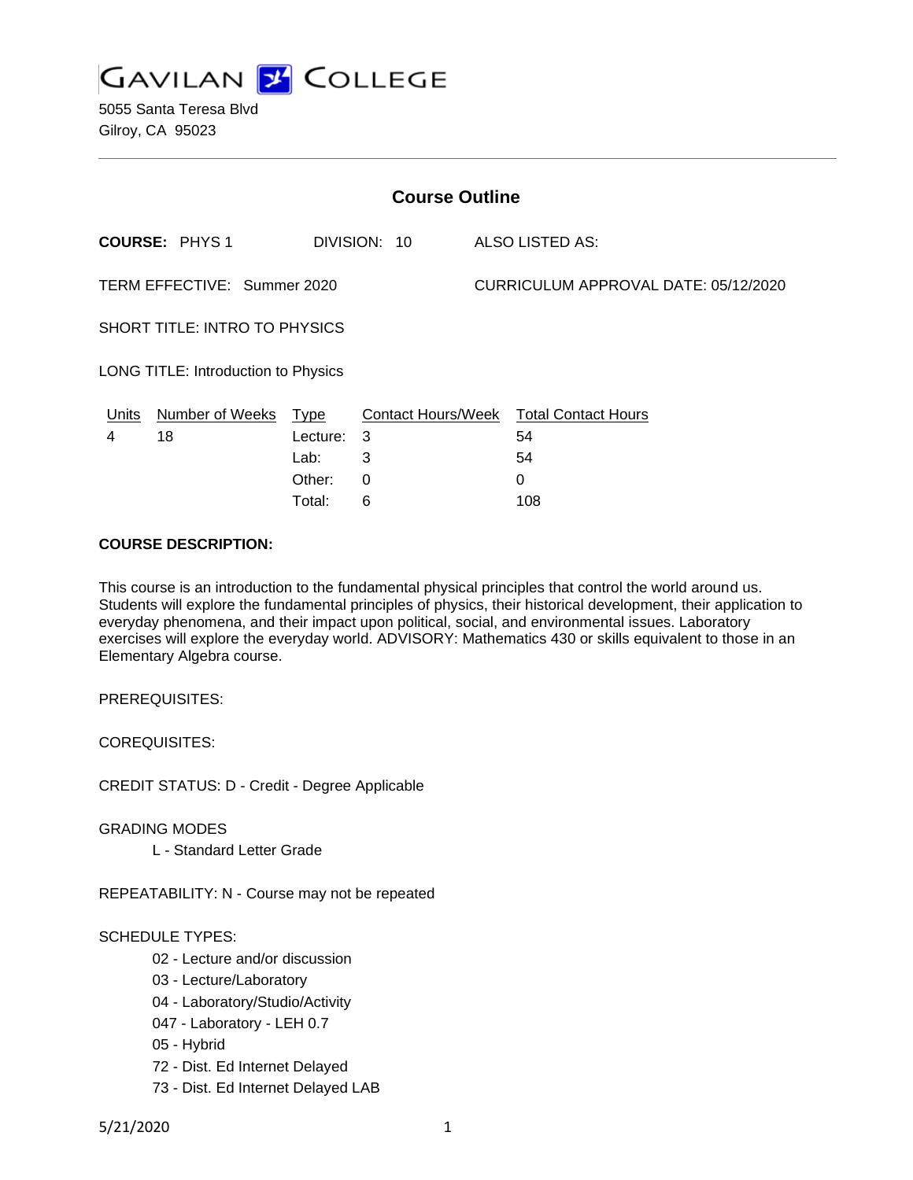# GAVILAN COLLEGE

5055 Santa Teresa Blvd
Gilroy, CA 95023

---

## Course Outline

**COURSE:** PHYS 1 DIVISION: 10 ALSO LISTED AS:

TERM EFFECTIVE: Summer 2020 CURRICULUM APPROVAL DATE: 05/12/2020

SHORT TITLE: INTRO TO PHYSICS

LONG TITLE: Introduction to Physics

| Units | Number of Weeks | Type | Contact Hours/Week | Total Contact Hours |
|---|---|---|---|---|
| 4 | 18 | Lecture: | 3 | 54 |
| | | Lab: | 3 | 54 |
| | | Other: | 0 | 0 |
| | | Total: | 6 | 108 |

**COURSE DESCRIPTION:**

This course is an introduction to the fundamental physical principles that control the world around us. Students will explore the fundamental principles of physics, their historical development, their application to everyday phenomena, and their impact upon political, social, and environmental issues. Laboratory exercises will explore the everyday world. ADVISORY: Mathematics 430 or skills equivalent to those in an Elementary Algebra course.

PREREQUISITES:

COREQUISITES:

CREDIT STATUS: D - Credit - Degree Applicable

GRADING MODES

- L - Standard Letter Grade

REPEATABILITY: N - Course may not be repeated

SCHEDULE TYPES:

- 02 - Lecture and/or discussion
- 03 - Lecture/Laboratory
- 04 - Laboratory/Studio/Activity
- 047 - Laboratory - LEH 0.7
- 05 - Hybrid
- 72 - Dist. Ed Internet Delayed
- 73 - Dist. Ed Internet Delayed LAB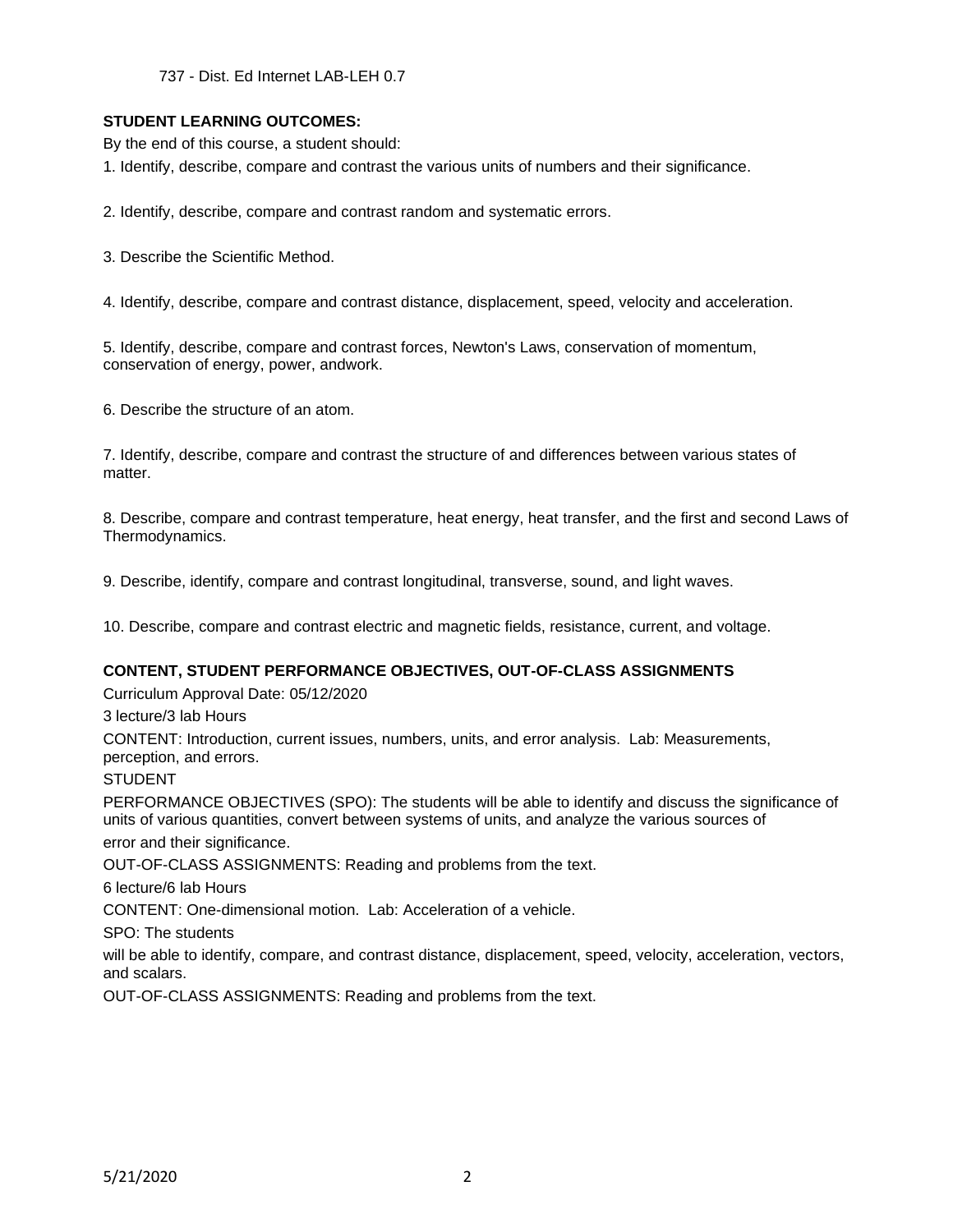737 - Dist. Ed Internet LAB-LEH 0.7

**STUDENT LEARNING OUTCOMES:**

By the end of this course, a student should:

1. Identify, describe, compare and contrast the various units of numbers and their significance.

2. Identify, describe, compare and contrast random and systematic errors.

3. Describe the Scientific Method.

4. Identify, describe, compare and contrast distance, displacement, speed, velocity and acceleration.

5. Identify, describe, compare and contrast forces, Newton's Laws, conservation of momentum, conservation of energy, power, andwork.

6. Describe the structure of an atom.

7. Identify, describe, compare and contrast the structure of and differences between various states of matter.

8. Describe, compare and contrast temperature, heat energy, heat transfer, and the first and second Laws of Thermodynamics.

9. Describe, identify, compare and contrast longitudinal, transverse, sound, and light waves.

10. Describe, compare and contrast electric and magnetic fields, resistance, current, and voltage.

**CONTENT, STUDENT PERFORMANCE OBJECTIVES, OUT-OF-CLASS ASSIGNMENTS**

Curriculum Approval Date: 05/12/2020

3 lecture/3 lab Hours

CONTENT: Introduction, current issues, numbers, units, and error analysis. Lab: Measurements, perception, and errors.

STUDENT

PERFORMANCE OBJECTIVES (SPO): The students will be able to identify and discuss the significance of units of various quantities, convert between systems of units, and analyze the various sources of error and their significance.

OUT-OF-CLASS ASSIGNMENTS: Reading and problems from the text.

6 lecture/6 lab Hours

CONTENT: One-dimensional motion. Lab: Acceleration of a vehicle.

SPO: The students

will be able to identify, compare, and contrast distance, displacement, speed, velocity, acceleration, vectors, and scalars.

OUT-OF-CLASS ASSIGNMENTS: Reading and problems from the text.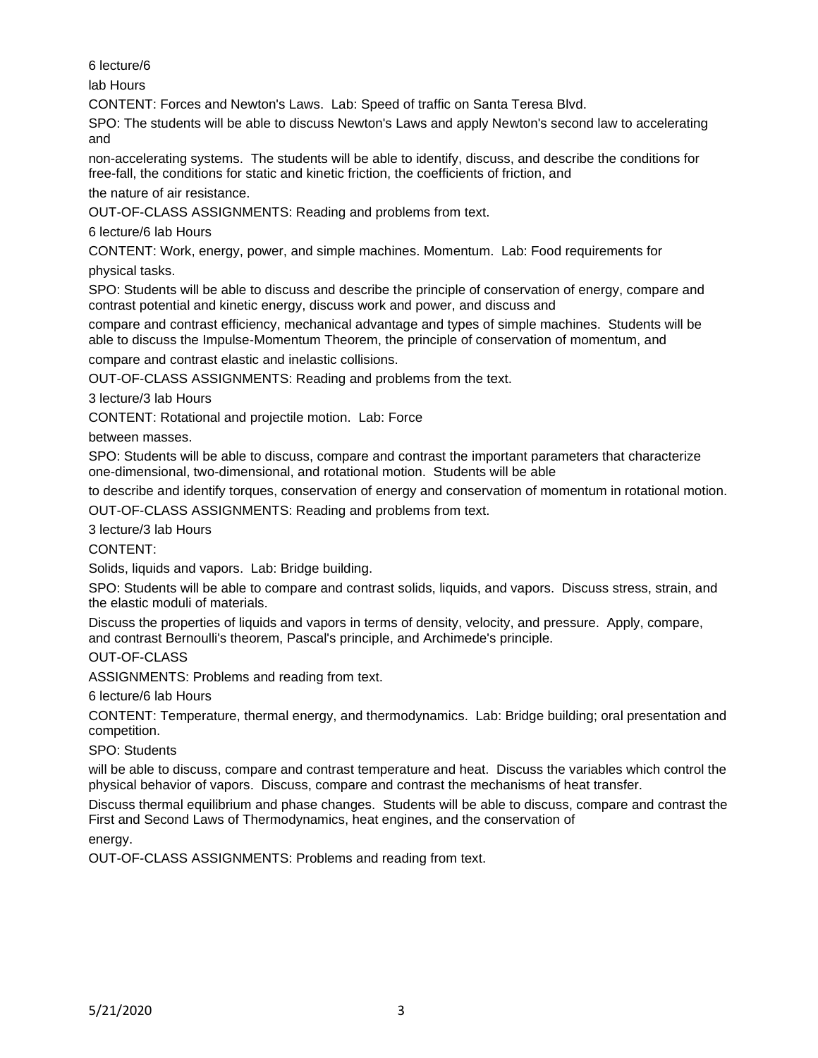6 lecture/6 lab Hours

CONTENT: Forces and Newton's Laws. Lab: Speed of traffic on Santa Teresa Blvd.

SPO: The students will be able to discuss Newton's Laws and apply Newton's second law to accelerating and non-accelerating systems. The students will be able to identify, discuss, and describe the conditions for free-fall, the conditions for static and kinetic friction, the coefficients of friction, and the nature of air resistance.

OUT-OF-CLASS ASSIGNMENTS: Reading and problems from text.

6 lecture/6 lab Hours

CONTENT: Work, energy, power, and simple machines. Momentum. Lab: Food requirements for physical tasks.

SPO: Students will be able to discuss and describe the principle of conservation of energy, compare and contrast potential and kinetic energy, discuss work and power, and discuss and compare and contrast efficiency, mechanical advantage and types of simple machines. Students will be able to discuss the Impulse-Momentum Theorem, the principle of conservation of momentum, and compare and contrast elastic and inelastic collisions.

OUT-OF-CLASS ASSIGNMENTS: Reading and problems from the text.

3 lecture/3 lab Hours

CONTENT: Rotational and projectile motion. Lab: Force between masses.

SPO: Students will be able to discuss, compare and contrast the important parameters that characterize one-dimensional, two-dimensional, and rotational motion. Students will be able to describe and identify torques, conservation of energy and conservation of momentum in rotational motion.

OUT-OF-CLASS ASSIGNMENTS: Reading and problems from text.

3 lecture/3 lab Hours

CONTENT: Solids, liquids and vapors. Lab: Bridge building.

SPO: Students will be able to compare and contrast solids, liquids, and vapors. Discuss stress, strain, and the elastic moduli of materials.

Discuss the properties of liquids and vapors in terms of density, velocity, and pressure. Apply, compare, and contrast Bernoulli's theorem, Pascal's principle, and Archimede's principle.

OUT-OF-CLASS ASSIGNMENTS: Problems and reading from text.

6 lecture/6 lab Hours

CONTENT: Temperature, thermal energy, and thermodynamics. Lab: Bridge building; oral presentation and competition.

SPO: Students will be able to discuss, compare and contrast temperature and heat. Discuss the variables which control the physical behavior of vapors. Discuss, compare and contrast the mechanisms of heat transfer.

Discuss thermal equilibrium and phase changes. Students will be able to discuss, compare and contrast the First and Second Laws of Thermodynamics, heat engines, and the conservation of energy.

OUT-OF-CLASS ASSIGNMENTS: Problems and reading from text.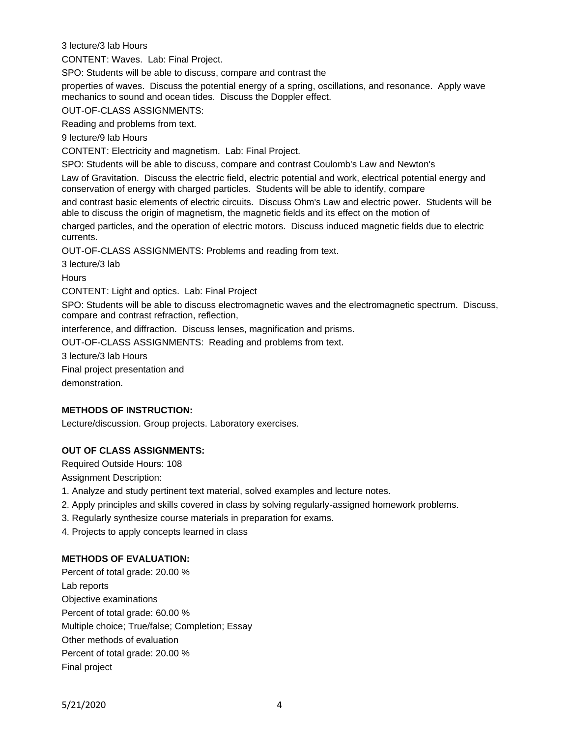3 lecture/3 lab Hours

CONTENT: Waves. Lab: Final Project.

SPO: Students will be able to discuss, compare and contrast the properties of waves. Discuss the potential energy of a spring, oscillations, and resonance. Apply wave mechanics to sound and ocean tides. Discuss the Doppler effect.

OUT-OF-CLASS ASSIGNMENTS:

Reading and problems from text.

9 lecture/9 lab Hours

CONTENT: Electricity and magnetism. Lab: Final Project.

SPO: Students will be able to discuss, compare and contrast Coulomb's Law and Newton's Law of Gravitation. Discuss the electric field, electric potential and work, electrical potential energy and conservation of energy with charged particles. Students will be able to identify, compare and contrast basic elements of electric circuits. Discuss Ohm's Law and electric power. Students will be able to discuss the origin of magnetism, the magnetic fields and its effect on the motion of charged particles, and the operation of electric motors. Discuss induced magnetic fields due to electric currents.

OUT-OF-CLASS ASSIGNMENTS: Problems and reading from text.

3 lecture/3 lab Hours

CONTENT: Light and optics. Lab: Final Project

SPO: Students will be able to discuss electromagnetic waves and the electromagnetic spectrum. Discuss, compare and contrast refraction, reflection, interference, and diffraction. Discuss lenses, magnification and prisms.

OUT-OF-CLASS ASSIGNMENTS: Reading and problems from text.

3 lecture/3 lab Hours

Final project presentation and demonstration.

**METHODS OF INSTRUCTION:**

Lecture/discussion. Group projects. Laboratory exercises.

**OUT OF CLASS ASSIGNMENTS:**

Required Outside Hours: 108

Assignment Description:

1. Analyze and study pertinent text material, solved examples and lecture notes.
2. Apply principles and skills covered in class by solving regularly-assigned homework problems.
3. Regularly synthesize course materials in preparation for exams.
4. Projects to apply concepts learned in class

**METHODS OF EVALUATION:**

Percent of total grade: 20.00 %

Lab reports

Objective examinations

Percent of total grade: 60.00 %

Multiple choice; True/false; Completion; Essay

Other methods of evaluation

Percent of total grade: 20.00 %

Final project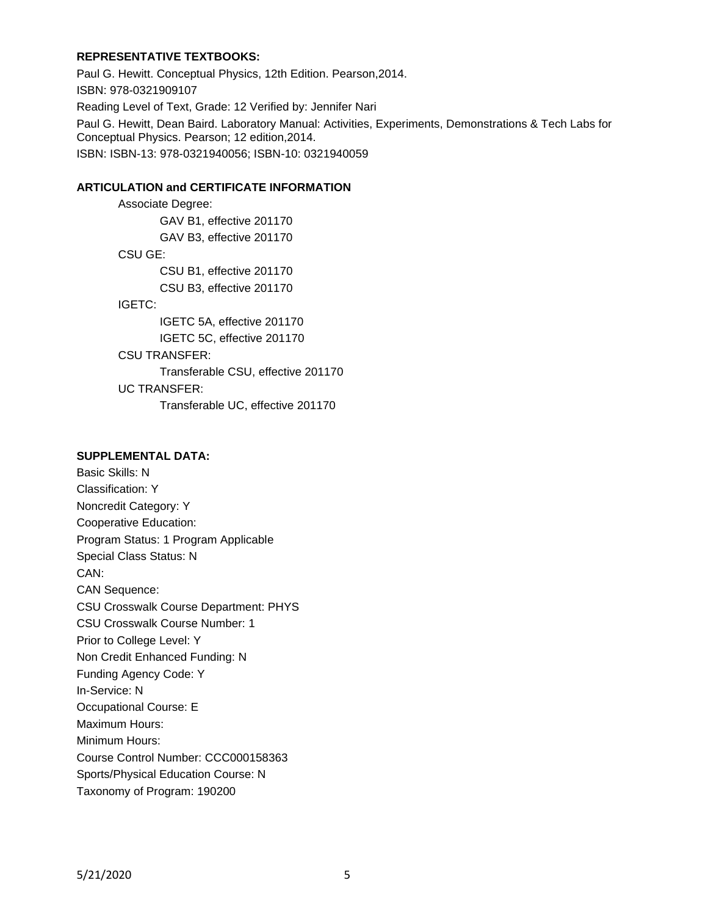**REPRESENTATIVE TEXTBOOKS:**

Paul G. Hewitt. Conceptual Physics, 12th Edition. Pearson,2014.
ISBN: 978-0321909107
Reading Level of Text, Grade: 12 Verified by: Jennifer Nari
Paul G. Hewitt, Dean Baird. Laboratory Manual: Activities, Experiments, Demonstrations & Tech Labs for Conceptual Physics. Pearson; 12 edition,2014.
ISBN: ISBN-13: 978-0321940056; ISBN-10: 0321940059

**ARTICULATION and CERTIFICATE INFORMATION**

Associate Degree:
- GAV B1, effective 201170
- GAV B3, effective 201170

CSU GE:
- CSU B1, effective 201170
- CSU B3, effective 201170

IGETC:
- IGETC 5A, effective 201170
- IGETC 5C, effective 201170

CSU TRANSFER:
- Transferable CSU, effective 201170

UC TRANSFER:
- Transferable UC, effective 201170

**SUPPLEMENTAL DATA:**

Basic Skills: N
Classification: Y
Noncredit Category: Y
Cooperative Education:
Program Status: 1 Program Applicable
Special Class Status: N
CAN:
CAN Sequence:
CSU Crosswalk Course Department: PHYS
CSU Crosswalk Course Number: 1
Prior to College Level: Y
Non Credit Enhanced Funding: N
Funding Agency Code: Y
In-Service: N
Occupational Course: E
Maximum Hours:
Minimum Hours:
Course Control Number: CCC000158363
Sports/Physical Education Course: N
Taxonomy of Program: 190200